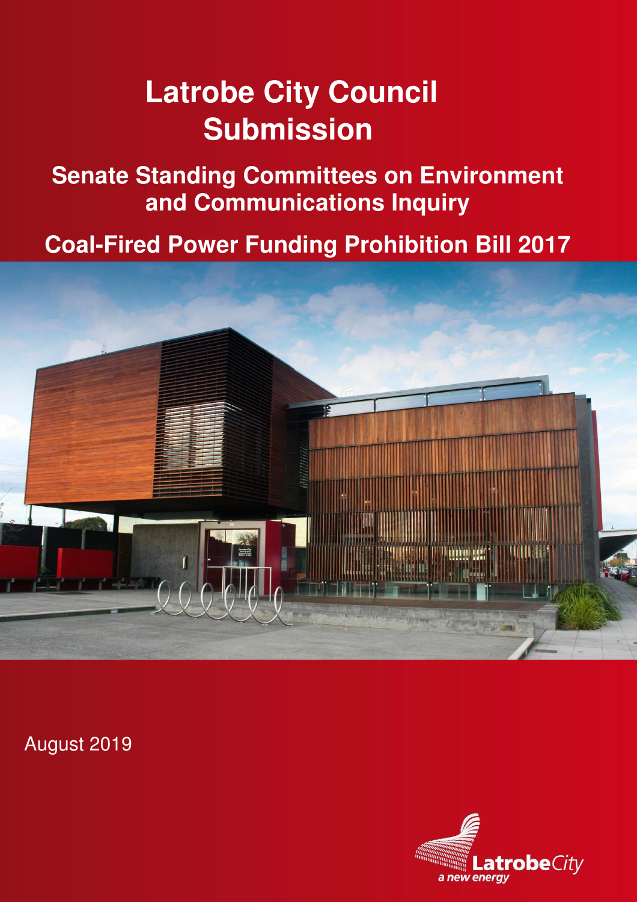# Latrobe City Council Submission

## Senate Standing Committees on Environment and Communications Inquiry

## Coal-Fired Power Funding Prohibition Bill 2017

August 2019

LatrobeCity
*a new energy*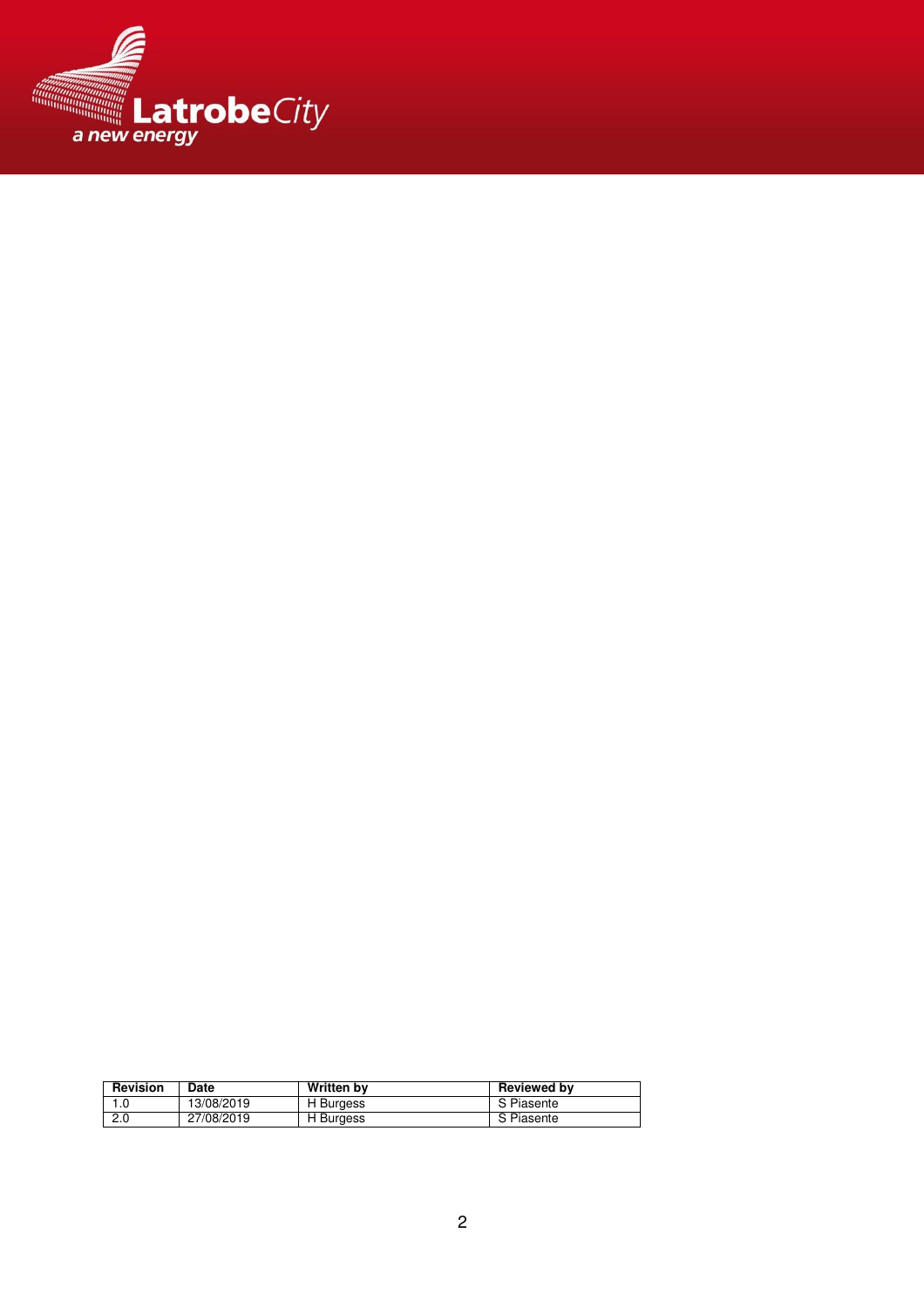| Revision | Date | Written by | Reviewed by |
| --- | --- | --- | --- |
| 1.0 | 13/08/2019 | H Burgess | S Piasente |
| 2.0 | 27/08/2019 | H Burgess | S Piasente |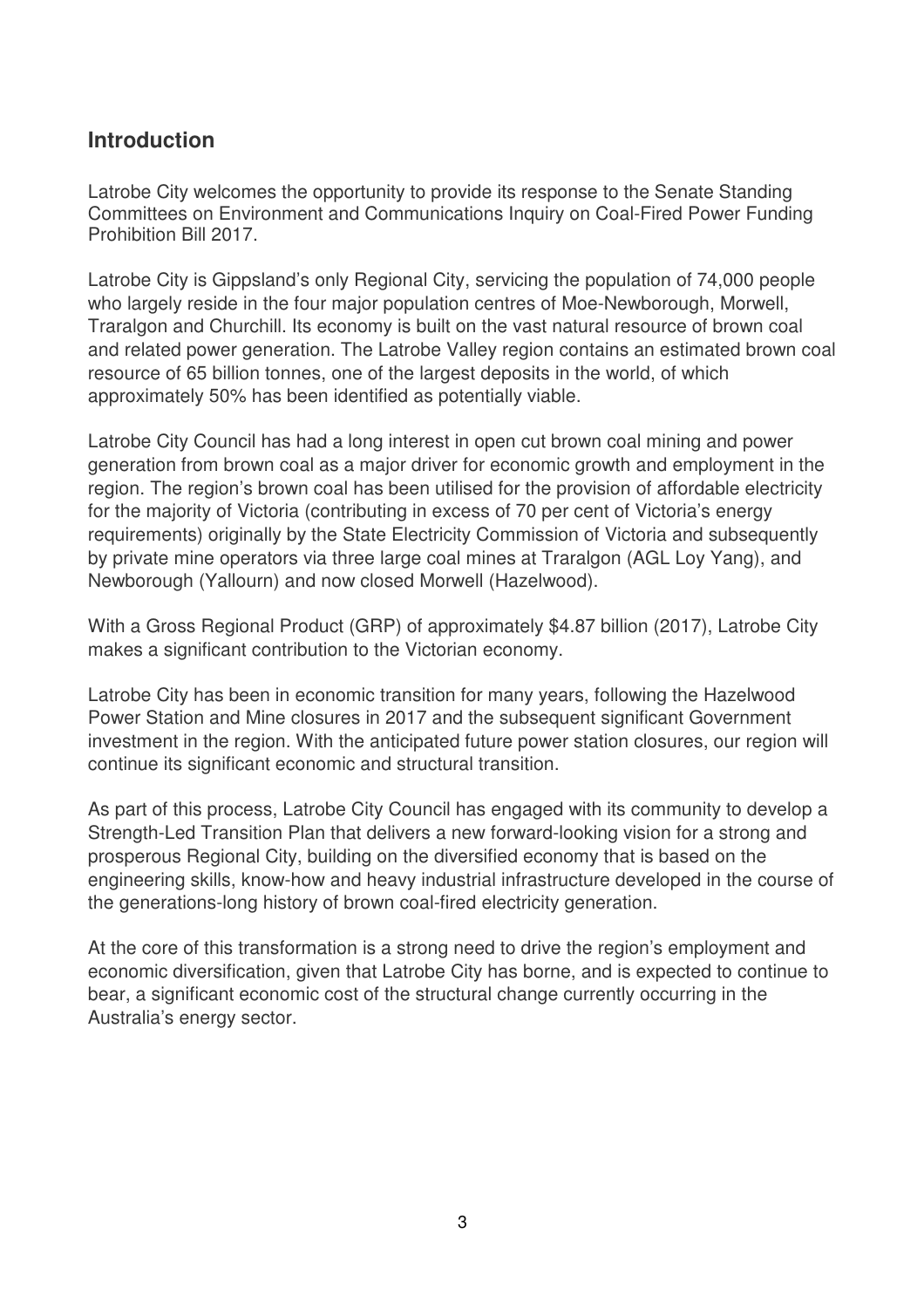## Introduction

Latrobe City welcomes the opportunity to provide its response to the Senate Standing Committees on Environment and Communications Inquiry on Coal-Fired Power Funding Prohibition Bill 2017.

Latrobe City is Gippsland's only Regional City, servicing the population of 74,000 people who largely reside in the four major population centres of Moe-Newborough, Morwell, Traralgon and Churchill. Its economy is built on the vast natural resource of brown coal and related power generation. The Latrobe Valley region contains an estimated brown coal resource of 65 billion tonnes, one of the largest deposits in the world, of which approximately 50% has been identified as potentially viable.

Latrobe City Council has had a long interest in open cut brown coal mining and power generation from brown coal as a major driver for economic growth and employment in the region. The region's brown coal has been utilised for the provision of affordable electricity for the majority of Victoria (contributing in excess of 70 per cent of Victoria's energy requirements) originally by the State Electricity Commission of Victoria and subsequently by private mine operators via three large coal mines at Traralgon (AGL Loy Yang), and Newborough (Yallourn) and now closed Morwell (Hazelwood).

With a Gross Regional Product (GRP) of approximately $4.87 billion (2017), Latrobe City makes a significant contribution to the Victorian economy.

Latrobe City has been in economic transition for many years, following the Hazelwood Power Station and Mine closures in 2017 and the subsequent significant Government investment in the region. With the anticipated future power station closures, our region will continue its significant economic and structural transition.

As part of this process, Latrobe City Council has engaged with its community to develop a Strength-Led Transition Plan that delivers a new forward-looking vision for a strong and prosperous Regional City, building on the diversified economy that is based on the engineering skills, know-how and heavy industrial infrastructure developed in the course of the generations-long history of brown coal-fired electricity generation.

At the core of this transformation is a strong need to drive the region's employment and economic diversification, given that Latrobe City has borne, and is expected to continue to bear, a significant economic cost of the structural change currently occurring in the Australia's energy sector.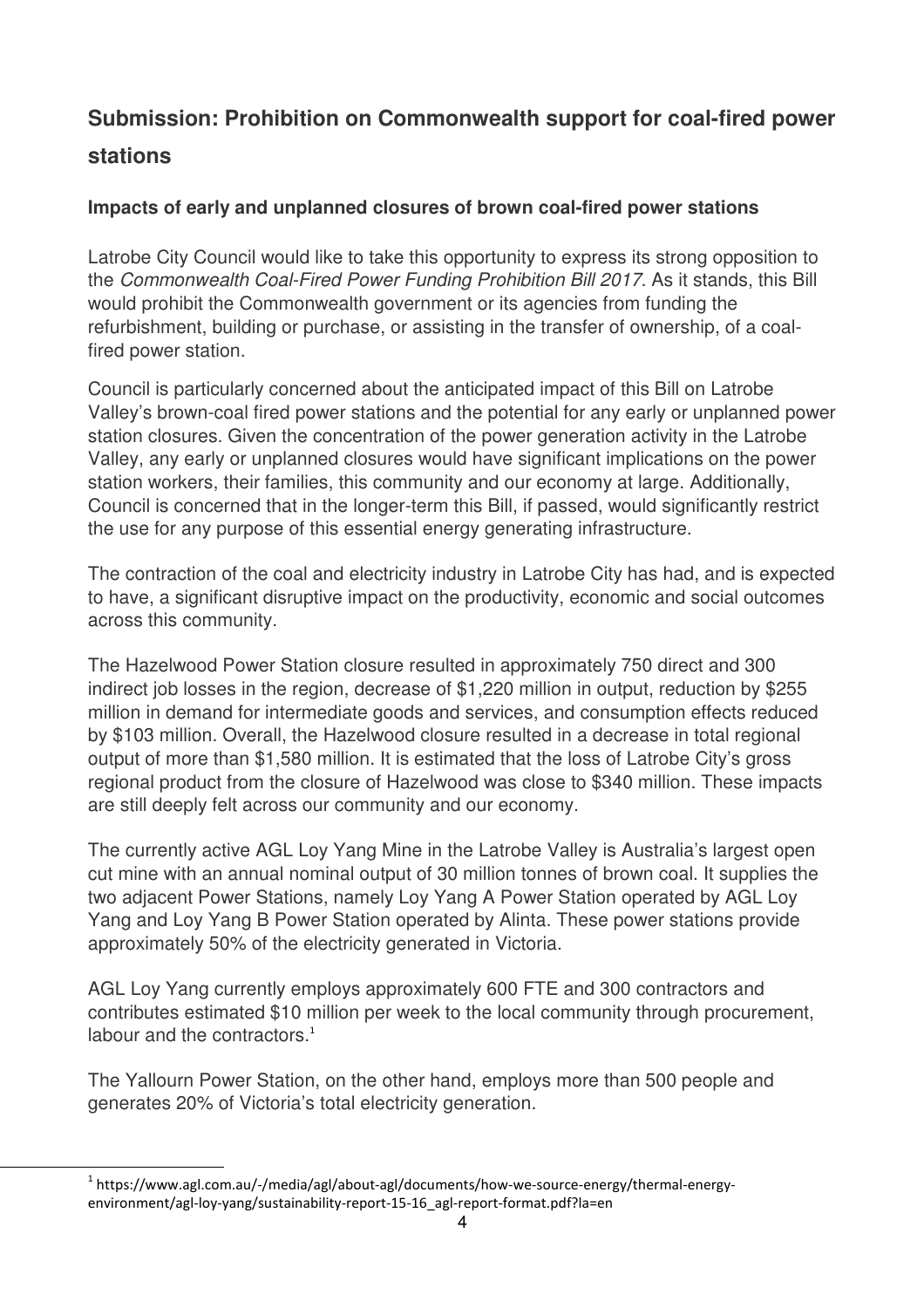## Submission: Prohibition on Commonwealth support for coal-fired power stations

### Impacts of early and unplanned closures of brown coal-fired power stations

Latrobe City Council would like to take this opportunity to express its strong opposition to the *Commonwealth Coal-Fired Power Funding Prohibition Bill 2017*. As it stands, this Bill would prohibit the Commonwealth government or its agencies from funding the refurbishment, building or purchase, or assisting in the transfer of ownership, of a coal-fired power station.

Council is particularly concerned about the anticipated impact of this Bill on Latrobe Valley's brown-coal fired power stations and the potential for any early or unplanned power station closures. Given the concentration of the power generation activity in the Latrobe Valley, any early or unplanned closures would have significant implications on the power station workers, their families, this community and our economy at large. Additionally, Council is concerned that in the longer-term this Bill, if passed, would significantly restrict the use for any purpose of this essential energy generating infrastructure.

The contraction of the coal and electricity industry in Latrobe City has had, and is expected to have, a significant disruptive impact on the productivity, economic and social outcomes across this community.

The Hazelwood Power Station closure resulted in approximately 750 direct and 300 indirect job losses in the region, decrease of $1,220 million in output, reduction by $255 million in demand for intermediate goods and services, and consumption effects reduced by $103 million. Overall, the Hazelwood closure resulted in a decrease in total regional output of more than $1,580 million. It is estimated that the loss of Latrobe City's gross regional product from the closure of Hazelwood was close to $340 million. These impacts are still deeply felt across our community and our economy.

The currently active AGL Loy Yang Mine in the Latrobe Valley is Australia's largest open cut mine with an annual nominal output of 30 million tonnes of brown coal. It supplies the two adjacent Power Stations, namely Loy Yang A Power Station operated by AGL Loy Yang and Loy Yang B Power Station operated by Alinta. These power stations provide approximately 50% of the electricity generated in Victoria.

AGL Loy Yang currently employs approximately 600 FTE and 300 contractors and contributes estimated $10 million per week to the local community through procurement, labour and the contractors.[1]

The Yallourn Power Station, on the other hand, employs more than 500 people and generates 20% of Victoria's total electricity generation.

---

[1] https://www.agl.com.au/-/media/agl/about-agl/documents/how-we-source-energy/thermal-energy-environment/agl-loy-yang/sustainability-report-15-16_agl-report-format.pdf?la=en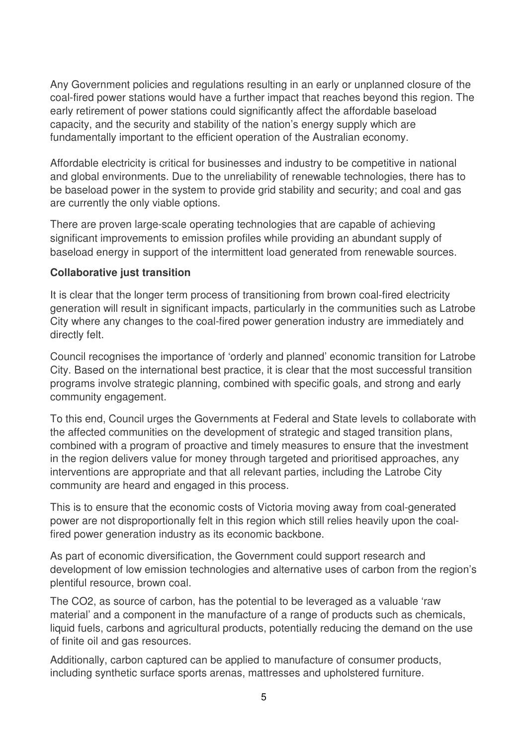Any Government policies and regulations resulting in an early or unplanned closure of the coal-fired power stations would have a further impact that reaches beyond this region. The early retirement of power stations could significantly affect the affordable baseload capacity, and the security and stability of the nation's energy supply which are fundamentally important to the efficient operation of the Australian economy.

Affordable electricity is critical for businesses and industry to be competitive in national and global environments. Due to the unreliability of renewable technologies, there has to be baseload power in the system to provide grid stability and security; and coal and gas are currently the only viable options.

There are proven large-scale operating technologies that are capable of achieving significant improvements to emission profiles while providing an abundant supply of baseload energy in support of the intermittent load generated from renewable sources.

**Collaborative just transition**

It is clear that the longer term process of transitioning from brown coal-fired electricity generation will result in significant impacts, particularly in the communities such as Latrobe City where any changes to the coal-fired power generation industry are immediately and directly felt.

Council recognises the importance of 'orderly and planned' economic transition for Latrobe City. Based on the international best practice, it is clear that the most successful transition programs involve strategic planning, combined with specific goals, and strong and early community engagement.

To this end, Council urges the Governments at Federal and State levels to collaborate with the affected communities on the development of strategic and staged transition plans, combined with a program of proactive and timely measures to ensure that the investment in the region delivers value for money through targeted and prioritised approaches, any interventions are appropriate and that all relevant parties, including the Latrobe City community are heard and engaged in this process.

This is to ensure that the economic costs of Victoria moving away from coal-generated power are not disproportionally felt in this region which still relies heavily upon the coal-fired power generation industry as its economic backbone.

As part of economic diversification, the Government could support research and development of low emission technologies and alternative uses of carbon from the region's plentiful resource, brown coal.

The $CO_2$, as source of carbon, has the potential to be leveraged as a valuable 'raw material' and a component in the manufacture of a range of products such as chemicals, liquid fuels, carbons and agricultural products, potentially reducing the demand on the use of finite oil and gas resources.

Additionally, carbon captured can be applied to manufacture of consumer products, including synthetic surface sports arenas, mattresses and upholstered furniture.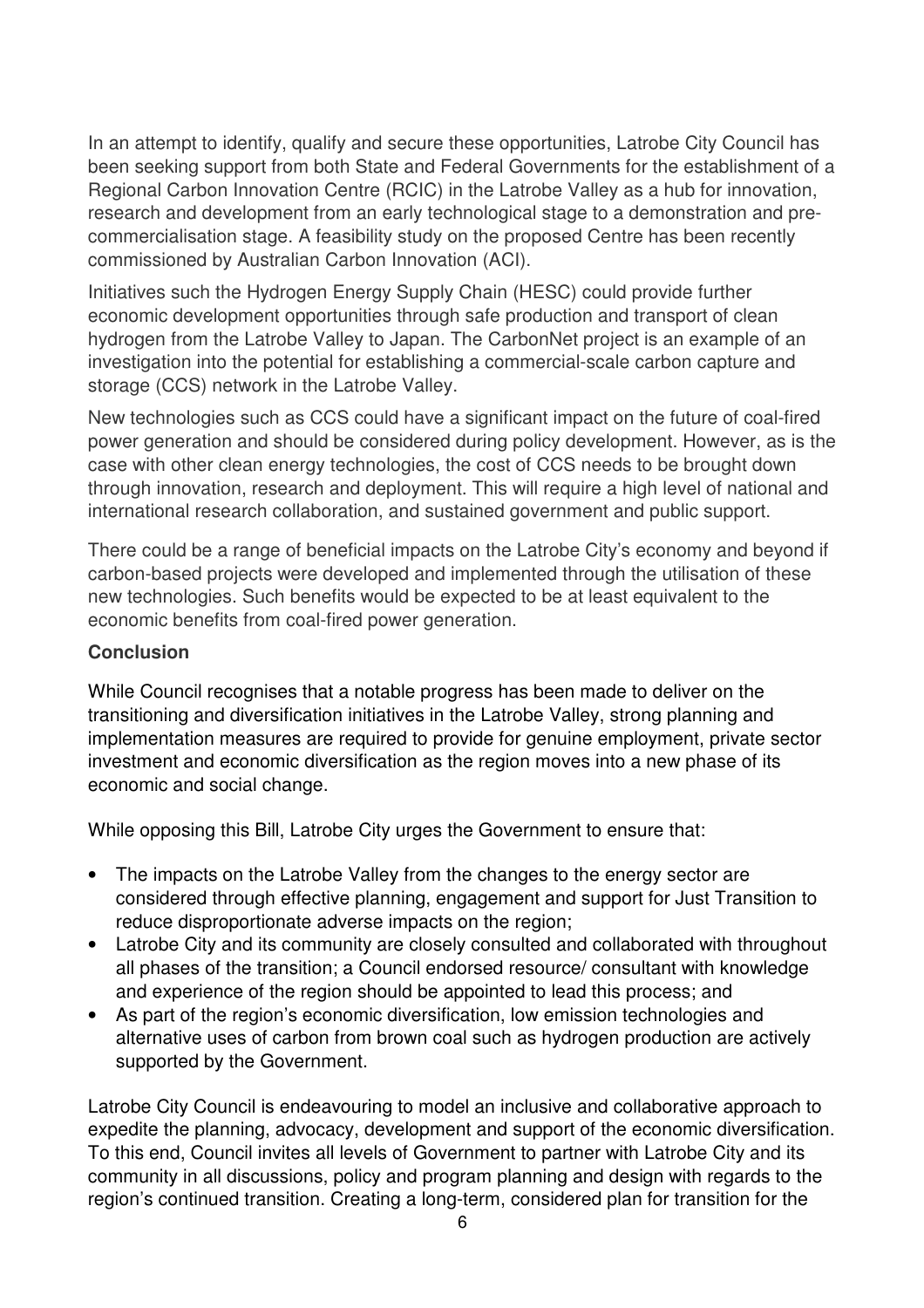In an attempt to identify, qualify and secure these opportunities, Latrobe City Council has been seeking support from both State and Federal Governments for the establishment of a Regional Carbon Innovation Centre (RCIC) in the Latrobe Valley as a hub for innovation, research and development from an early technological stage to a demonstration and pre-commercialisation stage. A feasibility study on the proposed Centre has been recently commissioned by Australian Carbon Innovation (ACI).

Initiatives such the Hydrogen Energy Supply Chain (HESC) could provide further economic development opportunities through safe production and transport of clean hydrogen from the Latrobe Valley to Japan. The CarbonNet project is an example of an investigation into the potential for establishing a commercial-scale carbon capture and storage (CCS) network in the Latrobe Valley.

New technologies such as CCS could have a significant impact on the future of coal-fired power generation and should be considered during policy development. However, as is the case with other clean energy technologies, the cost of CCS needs to be brought down through innovation, research and deployment. This will require a high level of national and international research collaboration, and sustained government and public support.

There could be a range of beneficial impacts on the Latrobe City's economy and beyond if carbon-based projects were developed and implemented through the utilisation of these new technologies. Such benefits would be expected to be at least equivalent to the economic benefits from coal-fired power generation.

**Conclusion**

While Council recognises that a notable progress has been made to deliver on the transitioning and diversification initiatives in the Latrobe Valley, strong planning and implementation measures are required to provide for genuine employment, private sector investment and economic diversification as the region moves into a new phase of its economic and social change.

While opposing this Bill, Latrobe City urges the Government to ensure that:

- The impacts on the Latrobe Valley from the changes to the energy sector are considered through effective planning, engagement and support for Just Transition to reduce disproportionate adverse impacts on the region;
- Latrobe City and its community are closely consulted and collaborated with throughout all phases of the transition; a Council endorsed resource/ consultant with knowledge and experience of the region should be appointed to lead this process; and
- As part of the region's economic diversification, low emission technologies and alternative uses of carbon from brown coal such as hydrogen production are actively supported by the Government.

Latrobe City Council is endeavouring to model an inclusive and collaborative approach to expedite the planning, advocacy, development and support of the economic diversification. To this end, Council invites all levels of Government to partner with Latrobe City and its community in all discussions, policy and program planning and design with regards to the region's continued transition. Creating a long-term, considered plan for transition for the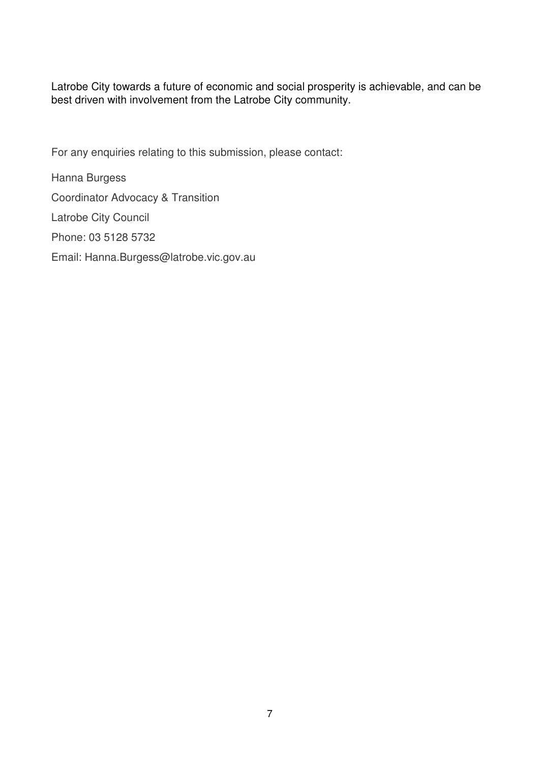Latrobe City towards a future of economic and social prosperity is achievable, and can be best driven with involvement from the Latrobe City community.

For any enquiries relating to this submission, please contact:

Hanna Burgess

Coordinator Advocacy & Transition

Latrobe City Council

Phone: 03 5128 5732

Email: Hanna.Burgess@latrobe.vic.gov.au